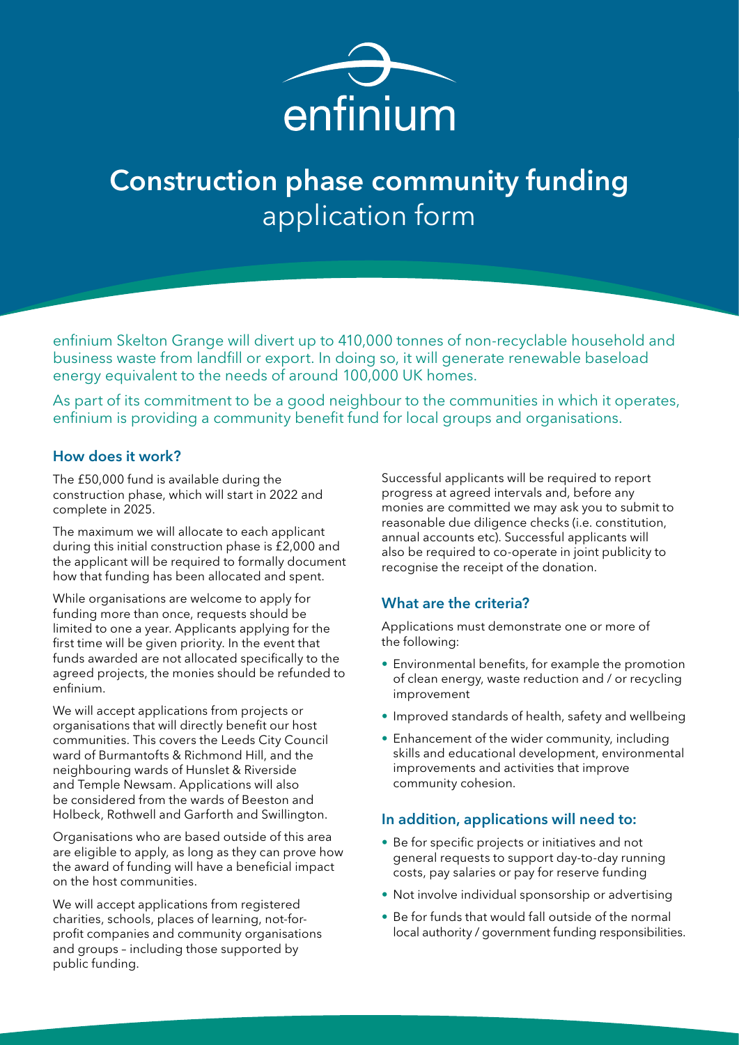enfinium

# Construction phase community funding application form

enfinium Skelton Grange will divert up to 410,000 tonnes of non-recyclable household and business waste from landfill or export. In doing so, it will generate renewable baseload energy equivalent to the needs of around 100,000 UK homes.

As part of its commitment to be a good neighbour to the communities in which it operates, enfinium is providing a community benefit fund for local groups and organisations.

## How does it work?

The £50,000 fund is available during the construction phase, which will start in 2022 and complete in 2025.

The maximum we will allocate to each applicant during this initial construction phase is £2,000 and the applicant will be required to formally document how that funding has been allocated and spent.

While organisations are welcome to apply for funding more than once, requests should be limited to one a year. Applicants applying for the first time will be given priority. In the event that funds awarded are not allocated specifically to the agreed projects, the monies should be refunded to enfinium.

We will accept applications from projects or organisations that will directly benefit our host communities. This covers the Leeds City Council ward of Burmantofts & Richmond Hill, and the neighbouring wards of Hunslet & Riverside and Temple Newsam. Applications will also be considered from the wards of Beeston and Holbeck, Rothwell and Garforth and Swillington.

Organisations who are based outside of this area are eligible to apply, as long as they can prove how the award of funding will have a beneficial impact on the host communities.

We will accept applications from registered charities, schools, places of learning, not-for-profit companies and community organisations and groups – including those supported by public funding.

Successful applicants will be required to report progress at agreed intervals and, before any monies are committed we may ask you to submit to reasonable due diligence checks (i.e. constitution, annual accounts etc). Successful applicants will also be required to co-operate in joint publicity to recognise the receipt of the donation.

## What are the criteria?

Applications must demonstrate one or more of the following:

- Environmental benefits, for example the promotion of clean energy, waste reduction and / or recycling improvement
- Improved standards of health, safety and wellbeing
- Enhancement of the wider community, including skills and educational development, environmental improvements and activities that improve community cohesion.

## In addition, applications will need to:

- Be for specific projects or initiatives and not general requests to support day-to-day running costs, pay salaries or pay for reserve funding
- Not involve individual sponsorship or advertising
- Be for funds that would fall outside of the normal local authority / government funding responsibilities.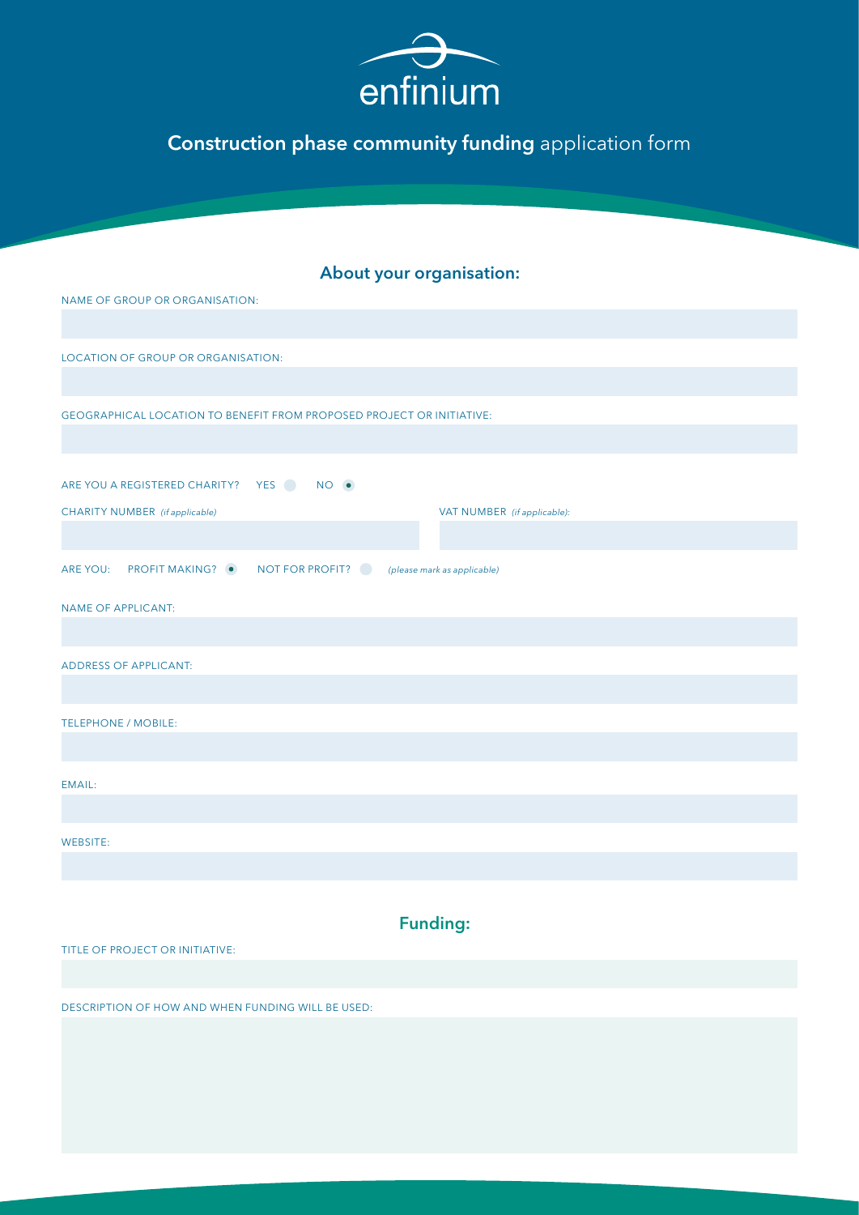enfinium

# **Construction phase community funding** application form

## About your organisation:

NAME OF GROUP OR ORGANISATION:

LOCATION OF GROUP OR ORGANISATION:

GEOGRAPHICAL LOCATION TO BENEFIT FROM PROPOSED PROJECT OR INITIATIVE:

ARE YOU A REGISTERED CHARITY? YES ○ NO ◉

CHARITY NUMBER *(if applicable)*

VAT NUMBER *(if applicable):*

ARE YOU: PROFIT MAKING? ◉ NOT FOR PROFIT? ○ *(please mark as applicable)*

NAME OF APPLICANT:

ADDRESS OF APPLICANT:

TELEPHONE / MOBILE:

EMAIL:

WEBSITE:

## Funding:

TITLE OF PROJECT OR INITIATIVE:

DESCRIPTION OF HOW AND WHEN FUNDING WILL BE USED: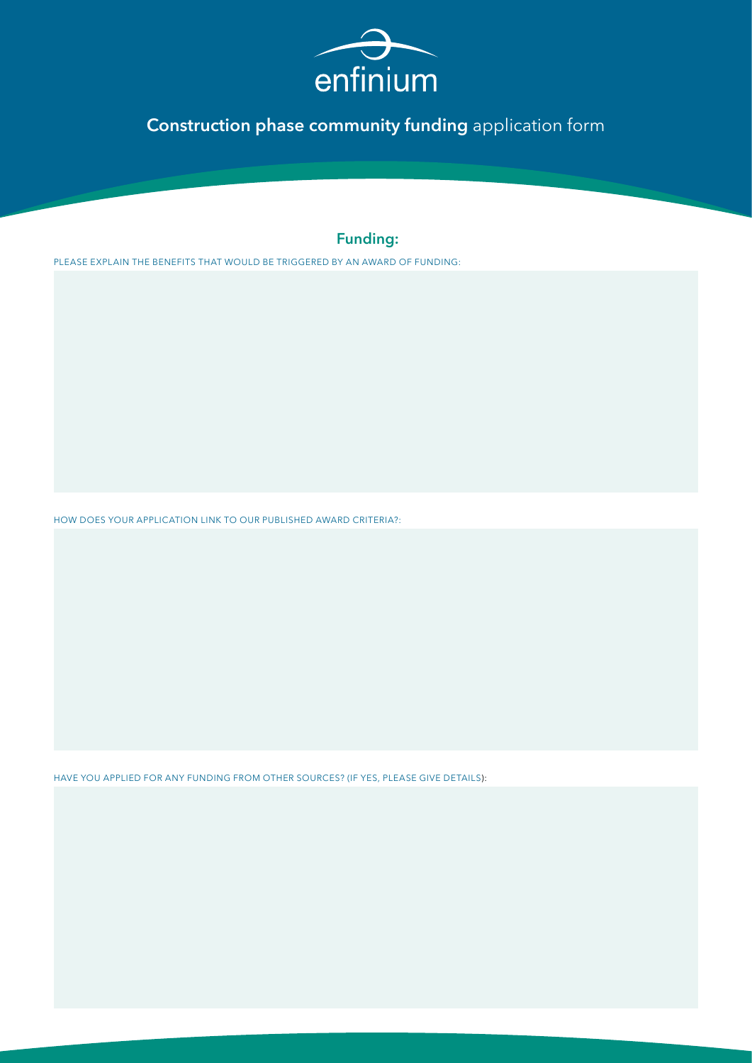enfinium

# **Construction phase community funding** application form

## Funding:

PLEASE EXPLAIN THE BENEFITS THAT WOULD BE TRIGGERED BY AN AWARD OF FUNDING:

HOW DOES YOUR APPLICATION LINK TO OUR PUBLISHED AWARD CRITERIA?:

HAVE YOU APPLIED FOR ANY FUNDING FROM OTHER SOURCES? (IF YES, PLEASE GIVE DETAILS):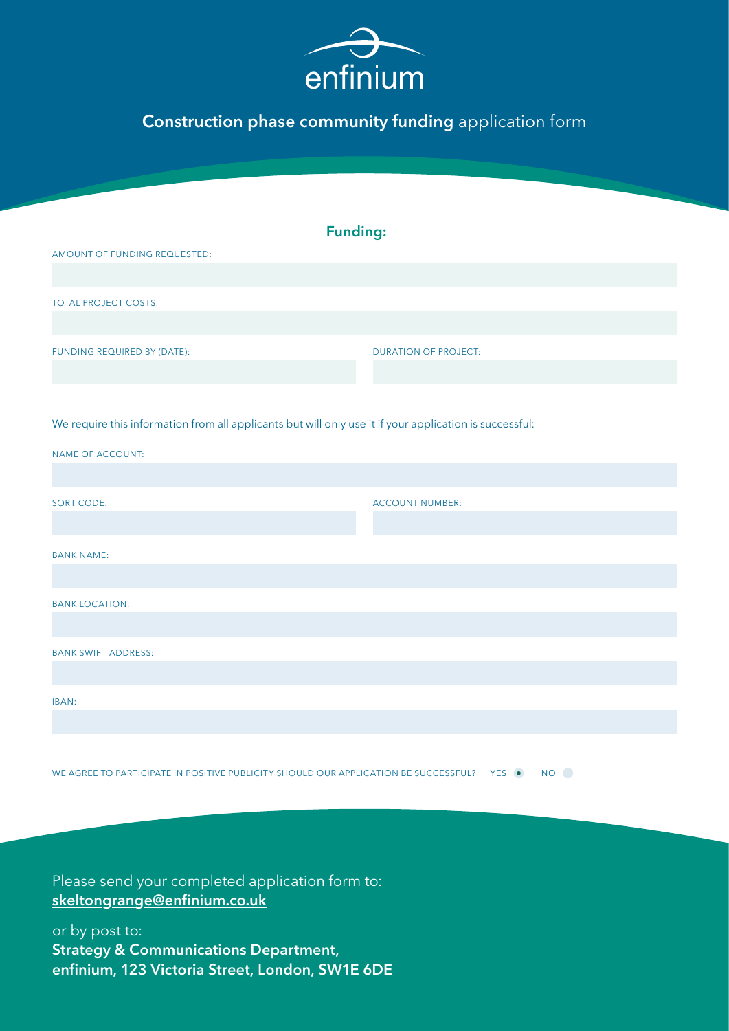enfinium

# **Construction phase community funding** application form

## Funding:

AMOUNT OF FUNDING REQUESTED:

TOTAL PROJECT COSTS:

FUNDING REQUIRED BY (DATE):

DURATION OF PROJECT:

We require this information from all applicants but will only use it if your application is successful:

NAME OF ACCOUNT:

SORT CODE:

ACCOUNT NUMBER:

BANK NAME:

BANK LOCATION:

BANK SWIFT ADDRESS:

IBAN:

WE AGREE TO PARTICIPATE IN POSITIVE PUBLICITY SHOULD OUR APPLICATION BE SUCCESSFUL? YES ● NO ○

Please send your completed application form to:
**skeltongrange@enfinium.co.uk**

or by post to:
**Strategy & Communications Department,**
**enfinium, 123 Victoria Street, London, SW1E 6DE**